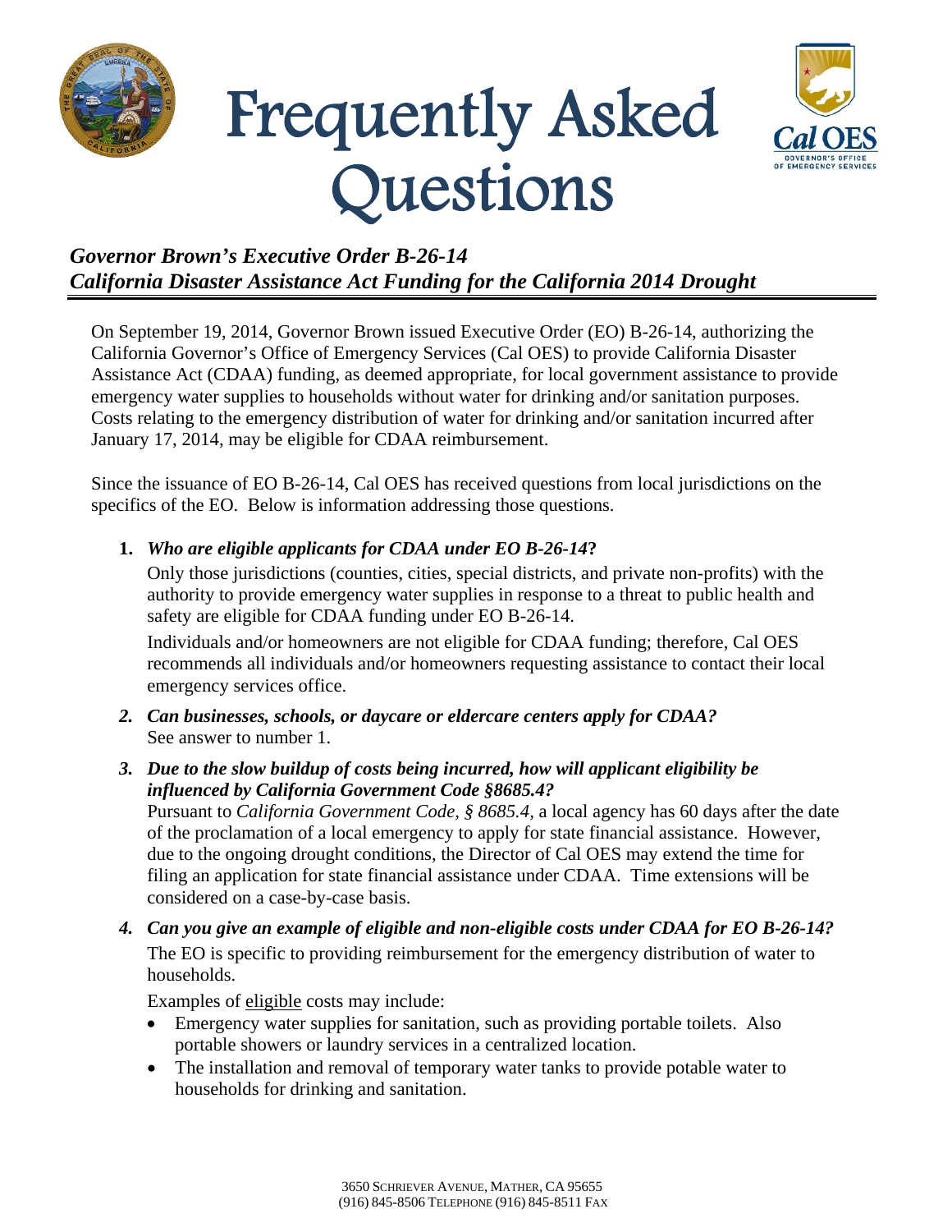# Frequently Asked Questions

## *Governor Brown's Executive Order B-26-14*
## *California Disaster Assistance Act Funding for the California 2014 Drought*

On September 19, 2014, Governor Brown issued Executive Order (EO) B-26-14, authorizing the California Governor's Office of Emergency Services (Cal OES) to provide California Disaster Assistance Act (CDAA) funding, as deemed appropriate, for local government assistance to provide emergency water supplies to households without water for drinking and/or sanitation purposes. Costs relating to the emergency distribution of water for drinking and/or sanitation incurred after January 17, 2014, may be eligible for CDAA reimbursement.

Since the issuance of EO B-26-14, Cal OES has received questions from local jurisdictions on the specifics of the EO. Below is information addressing those questions.

1. ***Who are eligible applicants for CDAA under EO B-26-14*?**

   Only those jurisdictions (counties, cities, special districts, and private non-profits) with the authority to provide emergency water supplies in response to a threat to public health and safety are eligible for CDAA funding under EO B-26-14.

   Individuals and/or homeowners are not eligible for CDAA funding; therefore, Cal OES recommends all individuals and/or homeowners requesting assistance to contact their local emergency services office.

2. ***Can businesses, schools, or daycare or eldercare centers apply for CDAA?***
   See answer to number 1.

3. ***Due to the slow buildup of costs being incurred, how will applicant eligibility be influenced by California Government Code §8685.4?***
   Pursuant to *California Government Code, § 8685.4,* a local agency has 60 days after the date of the proclamation of a local emergency to apply for state financial assistance. However, due to the ongoing drought conditions, the Director of Cal OES may extend the time for filing an application for state financial assistance under CDAA. Time extensions will be considered on a case-by-case basis.

4. ***Can you give an example of eligible and non-eligible costs under CDAA for EO B-26-14?***

   The EO is specific to providing reimbursement for the emergency distribution of water to households.

   Examples of <u>eligible</u> costs may include:

   - Emergency water supplies for sanitation, such as providing portable toilets. Also portable showers or laundry services in a centralized location.
   - The installation and removal of temporary water tanks to provide potable water to households for drinking and sanitation.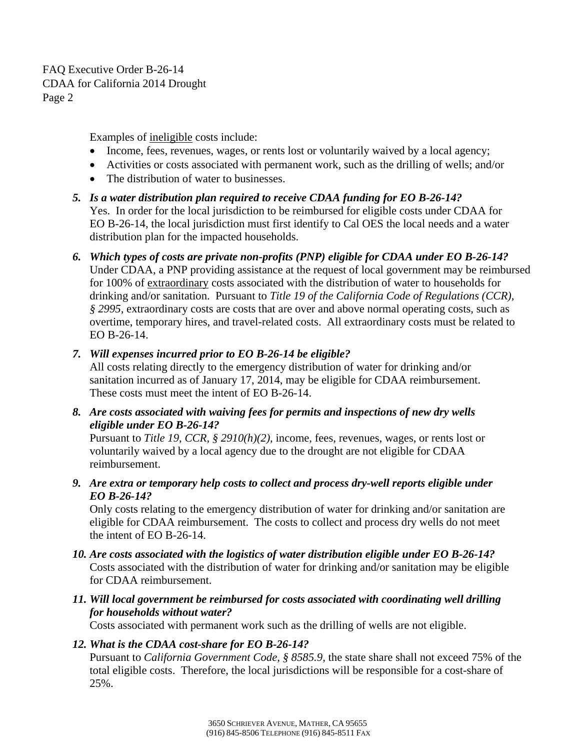Examples of <u>ineligible</u> costs include:

- Income, fees, revenues, wages, or rents lost or voluntarily waived by a local agency;
- Activities or costs associated with permanent work, such as the drilling of wells; and/or
- The distribution of water to businesses.

5. ***Is a water distribution plan required to receive CDAA funding for EO B-26-14?***
   Yes. In order for the local jurisdiction to be reimbursed for eligible costs under CDAA for EO B-26-14, the local jurisdiction must first identify to Cal OES the local needs and a water distribution plan for the impacted households.

6. ***Which types of costs are private non-profits (PNP) eligible for CDAA under EO B-26-14?***
   Under CDAA, a PNP providing assistance at the request of local government may be reimbursed for 100% of <u>extraordinary</u> costs associated with the distribution of water to households for drinking and/or sanitation. Pursuant to *Title 19 of the California Code of Regulations (CCR), § 2995,* extraordinary costs are costs that are over and above normal operating costs, such as overtime, temporary hires, and travel-related costs. All extraordinary costs must be related to EO B-26-14.

7. ***Will expenses incurred prior to EO B-26-14 be eligible?***
   All costs relating directly to the emergency distribution of water for drinking and/or sanitation incurred as of January 17, 2014, may be eligible for CDAA reimbursement. These costs must meet the intent of EO B-26-14.

8. ***Are costs associated with waiving fees for permits and inspections of new dry wells eligible under EO B-26-14?***
   Pursuant to *Title 19, CCR, § 2910(h)(2),* income, fees, revenues, wages, or rents lost or voluntarily waived by a local agency due to the drought are not eligible for CDAA reimbursement.

9. ***Are extra or temporary help costs to collect and process dry-well reports eligible under EO B-26-14?***
   Only costs relating to the emergency distribution of water for drinking and/or sanitation are eligible for CDAA reimbursement. The costs to collect and process dry wells do not meet the intent of EO B-26-14.

10. ***Are costs associated with the logistics of water distribution eligible under EO B-26-14?***
    Costs associated with the distribution of water for drinking and/or sanitation may be eligible for CDAA reimbursement.

11. ***Will local government be reimbursed for costs associated with coordinating well drilling for households without water?***
    Costs associated with permanent work such as the drilling of wells are not eligible.

12. ***What is the CDAA cost-share for EO B-26-14?***
    Pursuant to *California Government Code, § 8585.9,* the state share shall not exceed 75% of the total eligible costs. Therefore, the local jurisdictions will be responsible for a cost-share of 25%.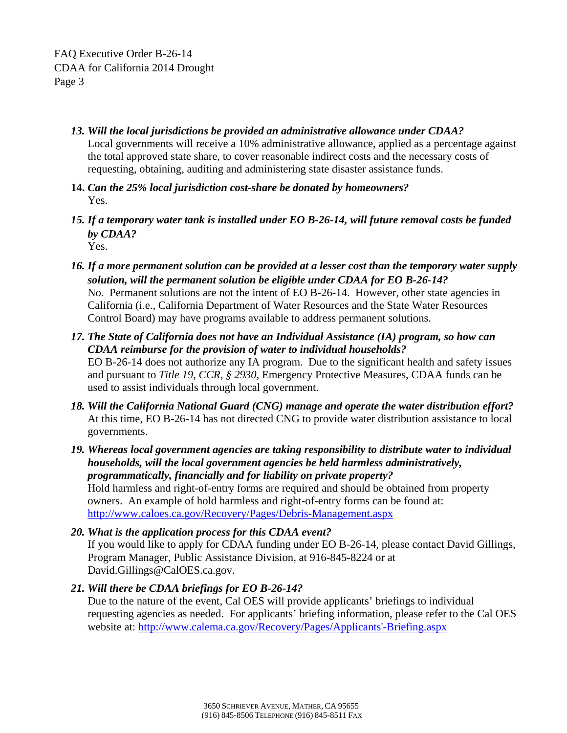13. ***Will the local jurisdictions be provided an administrative allowance under CDAA?***
    Local governments will receive a 10% administrative allowance, applied as a percentage against the total approved state share, to cover reasonable indirect costs and the necessary costs of requesting, obtaining, auditing and administering state disaster assistance funds.

14. ***Can the 25% local jurisdiction cost-share be donated by homeowners?***
    Yes.

15. ***If a temporary water tank is installed under EO B-26-14, will future removal costs be funded by CDAA?***
    Yes.

16. ***If a more permanent solution can be provided at a lesser cost than the temporary water supply solution, will the permanent solution be eligible under CDAA for EO B-26-14?***
    No. Permanent solutions are not the intent of EO B-26-14. However, other state agencies in California (i.e., California Department of Water Resources and the State Water Resources Control Board) may have programs available to address permanent solutions.

17. ***The State of California does not have an Individual Assistance (IA) program, so how can CDAA reimburse for the provision of water to individual households?***
    EO B-26-14 does not authorize any IA program. Due to the significant health and safety issues and pursuant to *Title 19, CCR, § 2930*, Emergency Protective Measures, CDAA funds can be used to assist individuals through local government.

18. ***Will the California National Guard (CNG) manage and operate the water distribution effort?***
    At this time, EO B-26-14 has not directed CNG to provide water distribution assistance to local governments.

19. ***Whereas local government agencies are taking responsibility to distribute water to individual households, will the local government agencies be held harmless administratively, programmatically, financially and for liability on private property?***
    Hold harmless and right-of-entry forms are required and should be obtained from property owners. An example of hold harmless and right-of-entry forms can be found at: http://www.caloes.ca.gov/Recovery/Pages/Debris-Management.aspx

20. ***What is the application process for this CDAA event?***
    If you would like to apply for CDAA funding under EO B-26-14, please contact David Gillings, Program Manager, Public Assistance Division, at 916-845-8224 or at David.Gillings@CalOES.ca.gov.

21. ***Will there be CDAA briefings for EO B-26-14?***
    Due to the nature of the event, Cal OES will provide applicants' briefings to individual requesting agencies as needed. For applicants' briefing information, please refer to the Cal OES website at: http://www.calema.ca.gov/Recovery/Pages/Applicants'-Briefing.aspx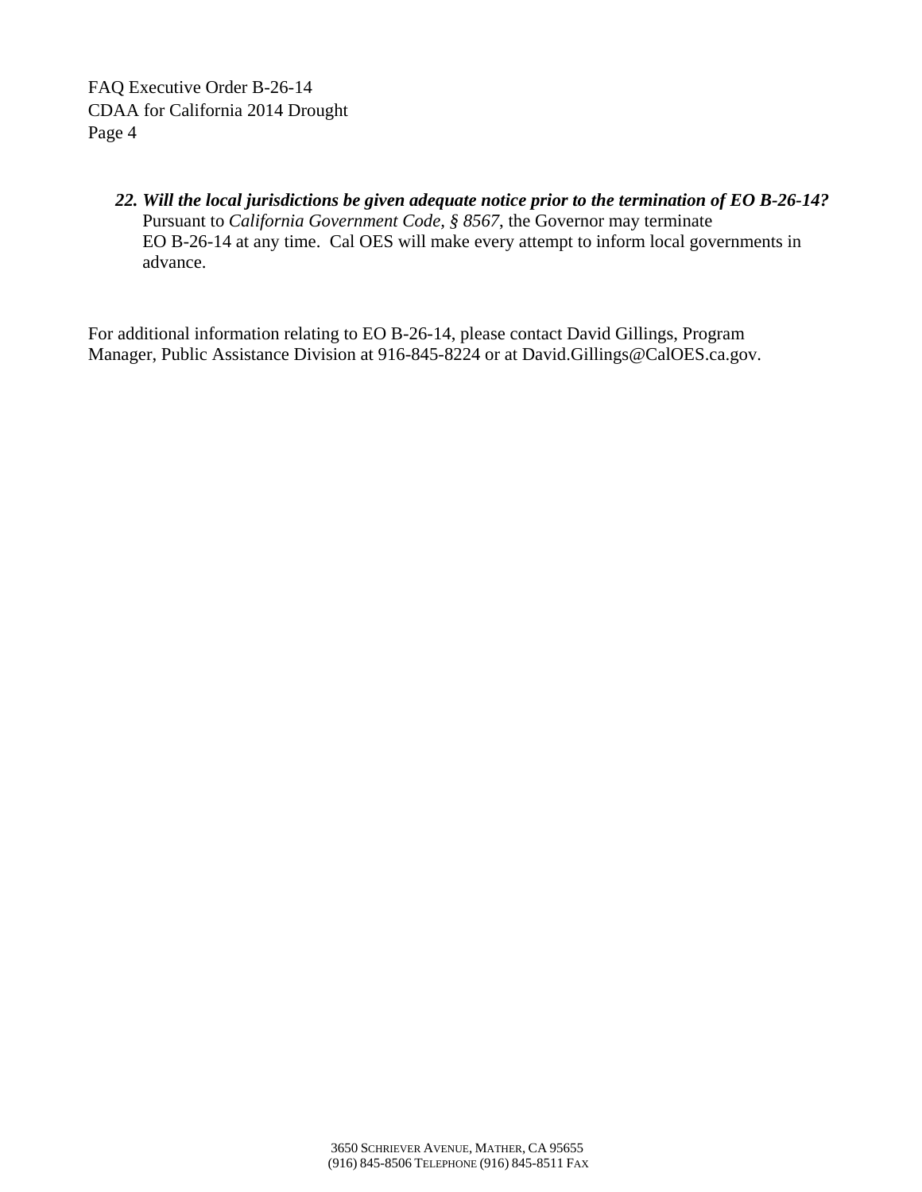22. ***Will the local jurisdictions be given adequate notice prior to the termination of EO B-26-14?***
    Pursuant to *California Government Code, § 8567*, the Governor may terminate EO B-26-14 at any time. Cal OES will make every attempt to inform local governments in advance.

For additional information relating to EO B-26-14, please contact David Gillings, Program Manager, Public Assistance Division at 916-845-8224 or at David.Gillings@CalOES.ca.gov.